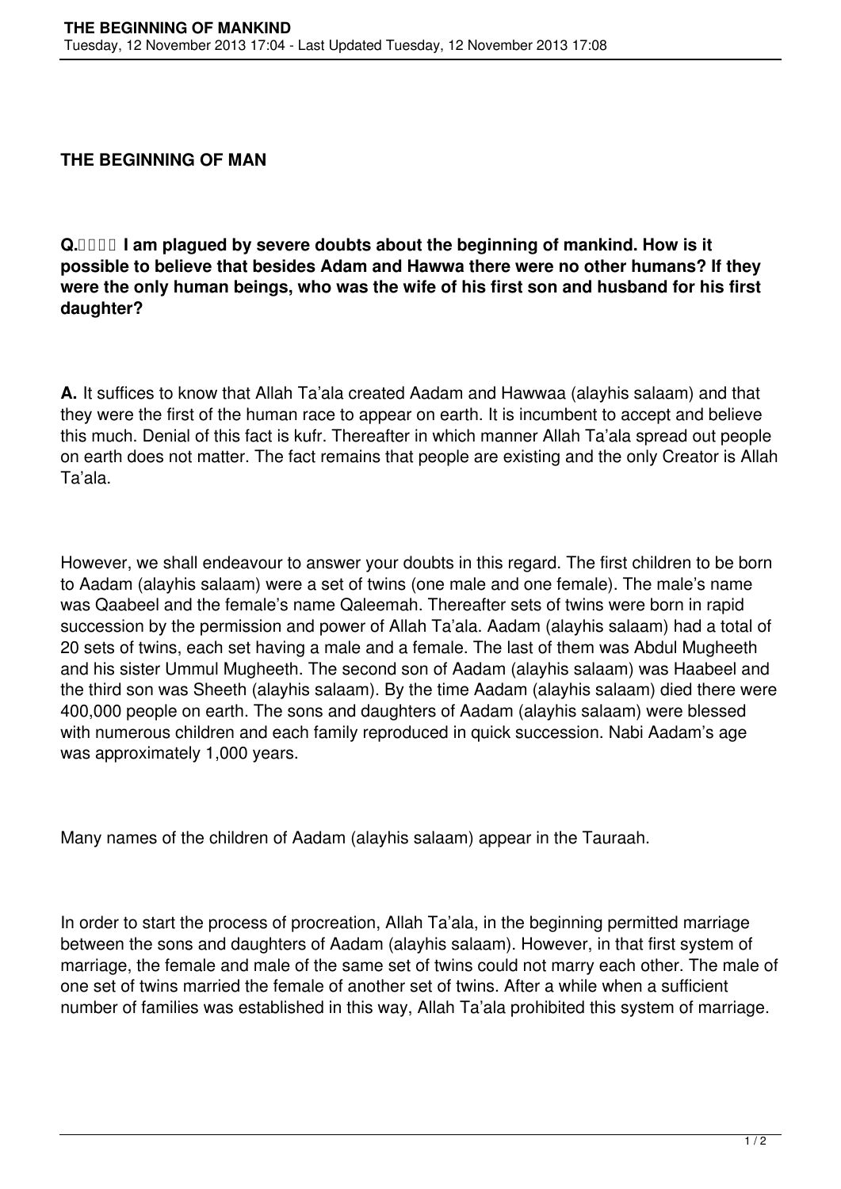**THE BEGINNING OF MAN**

**Q. I am plagued by severe doubts about the beginning of mankind. How is it possible to believe that besides Adam and Hawwa there were no other humans? If they were the only human beings, who was the wife of his first son and husband for his first daughter?**

**A.** It suffices to know that Allah Ta'ala created Aadam and Hawwaa (alayhis salaam) and that they were the first of the human race to appear on earth. It is incumbent to accept and believe this much. Denial of this fact is kufr. Thereafter in which manner Allah Ta'ala spread out people on earth does not matter. The fact remains that people are existing and the only Creator is Allah Ta'ala.

However, we shall endeavour to answer your doubts in this regard. The first children to be born to Aadam (alayhis salaam) were a set of twins (one male and one female). The male's name was Qaabeel and the female's name Qaleemah. Thereafter sets of twins were born in rapid succession by the permission and power of Allah Ta'ala. Aadam (alayhis salaam) had a total of 20 sets of twins, each set having a male and a female. The last of them was Abdul Mugheeth and his sister Ummul Mugheeth. The second son of Aadam (alayhis salaam) was Haabeel and the third son was Sheeth (alayhis salaam). By the time Aadam (alayhis salaam) died there were 400,000 people on earth. The sons and daughters of Aadam (alayhis salaam) were blessed with numerous children and each family reproduced in quick succession. Nabi Aadam's age was approximately 1,000 years.

Many names of the children of Aadam (alayhis salaam) appear in the Tauraah.

In order to start the process of procreation, Allah Ta'ala, in the beginning permitted marriage between the sons and daughters of Aadam (alayhis salaam). However, in that first system of marriage, the female and male of the same set of twins could not marry each other. The male of one set of twins married the female of another set of twins. After a while when a sufficient number of families was established in this way, Allah Ta'ala prohibited this system of marriage.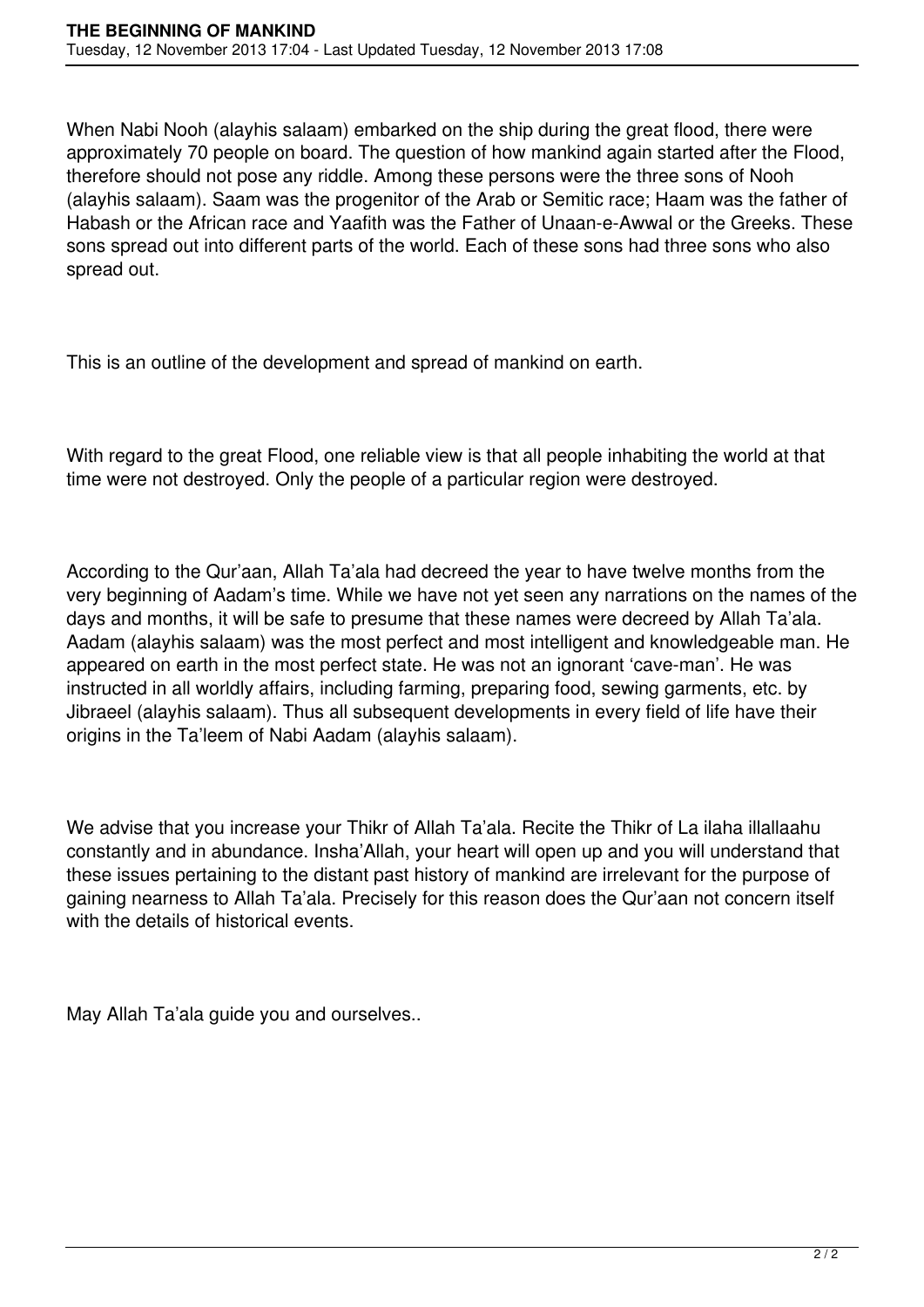When Nabi Nooh (alayhis salaam) embarked on the ship during the great flood, there were approximately 70 people on board. The question of how mankind again started after the Flood, therefore should not pose any riddle. Among these persons were the three sons of Nooh (alayhis salaam). Saam was the progenitor of the Arab or Semitic race; Haam was the father of Habash or the African race and Yaafith was the Father of Unaan-e-Awwal or the Greeks. These sons spread out into different parts of the world. Each of these sons had three sons who also spread out.

This is an outline of the development and spread of mankind on earth.

With regard to the great Flood, one reliable view is that all people inhabiting the world at that time were not destroyed. Only the people of a particular region were destroyed.

According to the Qur'aan, Allah Ta'ala had decreed the year to have twelve months from the very beginning of Aadam's time. While we have not yet seen any narrations on the names of the days and months, it will be safe to presume that these names were decreed by Allah Ta'ala. Aadam (alayhis salaam) was the most perfect and most intelligent and knowledgeable man. He appeared on earth in the most perfect state. He was not an ignorant 'cave-man'. He was instructed in all worldly affairs, including farming, preparing food, sewing garments, etc. by Jibraeel (alayhis salaam). Thus all subsequent developments in every field of life have their origins in the Ta'leem of Nabi Aadam (alayhis salaam).

We advise that you increase your Thikr of Allah Ta'ala. Recite the Thikr of La ilaha illallaahu constantly and in abundance. Insha'Allah, your heart will open up and you will understand that these issues pertaining to the distant past history of mankind are irrelevant for the purpose of gaining nearness to Allah Ta'ala. Precisely for this reason does the Qur'aan not concern itself with the details of historical events.

May Allah Ta'ala guide you and ourselves..